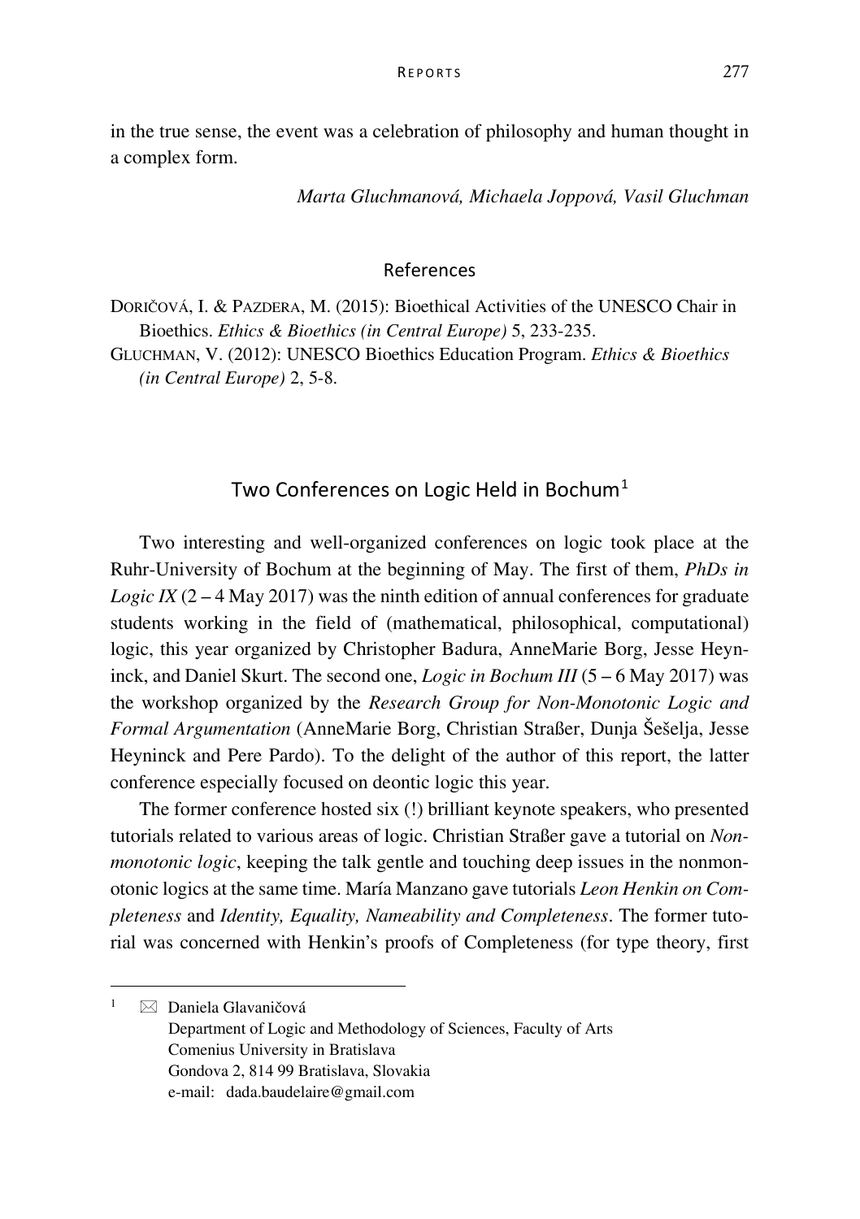in the true sense, the event was a celebration of philosophy and human thought in a complex form.

*Marta Gluchmanová, Michaela Joppová, Vasil Gluchman*

## References

DORIČOVÁ, I. & PAZDERA, M. (2015): Bioethical Activities of the UNESCO Chair in Bioethics. *Ethics & Bioethics (in Central Europe)* 5, 233-235.

GLUCHMAN, V. (2012): UNESCO Bioethics Education Program. *Ethics & Bioethics (in Central Europe)* 2, 5-8.

## Two Conferences on Logic Held in Bochum[1]

Two interesting and well-organized conferences on logic took place at the Ruhr-University of Bochum at the beginning of May. The first of them, *PhDs in Logic IX* (2 – 4 May 2017) was the ninth edition of annual conferences for graduate students working in the field of (mathematical, philosophical, computational) logic, this year organized by Christopher Badura, AnneMarie Borg, Jesse Heyninck, and Daniel Skurt. The second one, *Logic in Bochum III* (5 – 6 May 2017) was the workshop organized by the *Research Group for Non-Monotonic Logic and Formal Argumentation* (AnneMarie Borg, Christian Straßer, Dunja Šešelja, Jesse Heyninck and Pere Pardo). To the delight of the author of this report, the latter conference especially focused on deontic logic this year.

The former conference hosted six (!) brilliant keynote speakers, who presented tutorials related to various areas of logic. Christian Straßer gave a tutorial on *Nonmonotonic logic*, keeping the talk gentle and touching deep issues in the nonmonotonic logics at the same time. María Manzano gave tutorials *Leon Henkin on Completeness* and *Identity, Equality, Nameability and Completeness*. The former tutorial was concerned with Henkin's proofs of Completeness (for type theory, first

---

[1] ✉ Daniela Glavaničová
Department of Logic and Methodology of Sciences, Faculty of Arts
Comenius University in Bratislava
Gondova 2, 814 99 Bratislava, Slovakia
e-mail: dada.baudelaire@gmail.com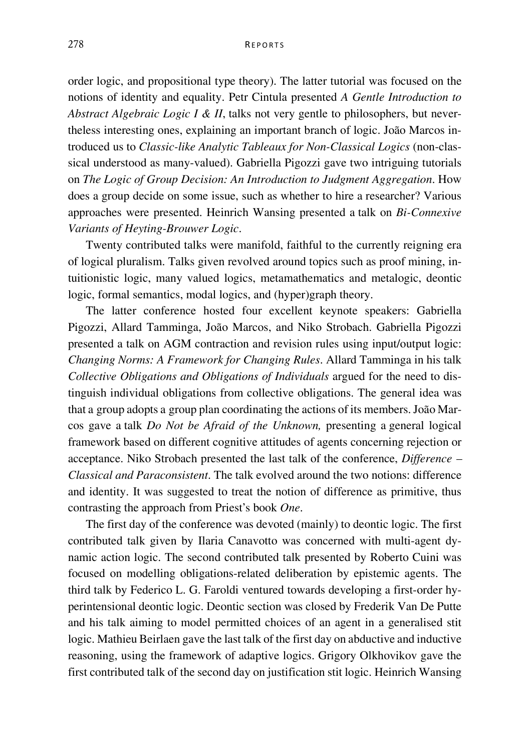order logic, and propositional type theory). The latter tutorial was focused on the notions of identity and equality. Petr Cintula presented *A Gentle Introduction to Abstract Algebraic Logic I & II*, talks not very gentle to philosophers, but nevertheless interesting ones, explaining an important branch of logic. João Marcos introduced us to *Classic-like Analytic Tableaux for Non-Classical Logics* (non-classical understood as many-valued). Gabriella Pigozzi gave two intriguing tutorials on *The Logic of Group Decision: An Introduction to Judgment Aggregation*. How does a group decide on some issue, such as whether to hire a researcher? Various approaches were presented. Heinrich Wansing presented a talk on *Bi-Connexive Variants of Heyting-Brouwer Logic*.

Twenty contributed talks were manifold, faithful to the currently reigning era of logical pluralism. Talks given revolved around topics such as proof mining, intuitionistic logic, many valued logics, metamathematics and metalogic, deontic logic, formal semantics, modal logics, and (hyper)graph theory.

The latter conference hosted four excellent keynote speakers: Gabriella Pigozzi, Allard Tamminga, João Marcos, and Niko Strobach. Gabriella Pigozzi presented a talk on AGM contraction and revision rules using input/output logic: *Changing Norms: A Framework for Changing Rules*. Allard Tamminga in his talk *Collective Obligations and Obligations of Individuals* argued for the need to distinguish individual obligations from collective obligations. The general idea was that a group adopts a group plan coordinating the actions of its members. João Marcos gave a talk *Do Not be Afraid of the Unknown,* presenting a general logical framework based on different cognitive attitudes of agents concerning rejection or acceptance. Niko Strobach presented the last talk of the conference, *Difference – Classical and Paraconsistent*. The talk evolved around the two notions: difference and identity. It was suggested to treat the notion of difference as primitive, thus contrasting the approach from Priest's book *One*.

The first day of the conference was devoted (mainly) to deontic logic. The first contributed talk given by Ilaria Canavotto was concerned with multi-agent dynamic action logic. The second contributed talk presented by Roberto Cuini was focused on modelling obligations-related deliberation by epistemic agents. The third talk by Federico L. G. Faroldi ventured towards developing a first-order hyperintensional deontic logic. Deontic section was closed by Frederik Van De Putte and his talk aiming to model permitted choices of an agent in a generalised stit logic. Mathieu Beirlaen gave the last talk of the first day on abductive and inductive reasoning, using the framework of adaptive logics. Grigory Olkhovikov gave the first contributed talk of the second day on justification stit logic. Heinrich Wansing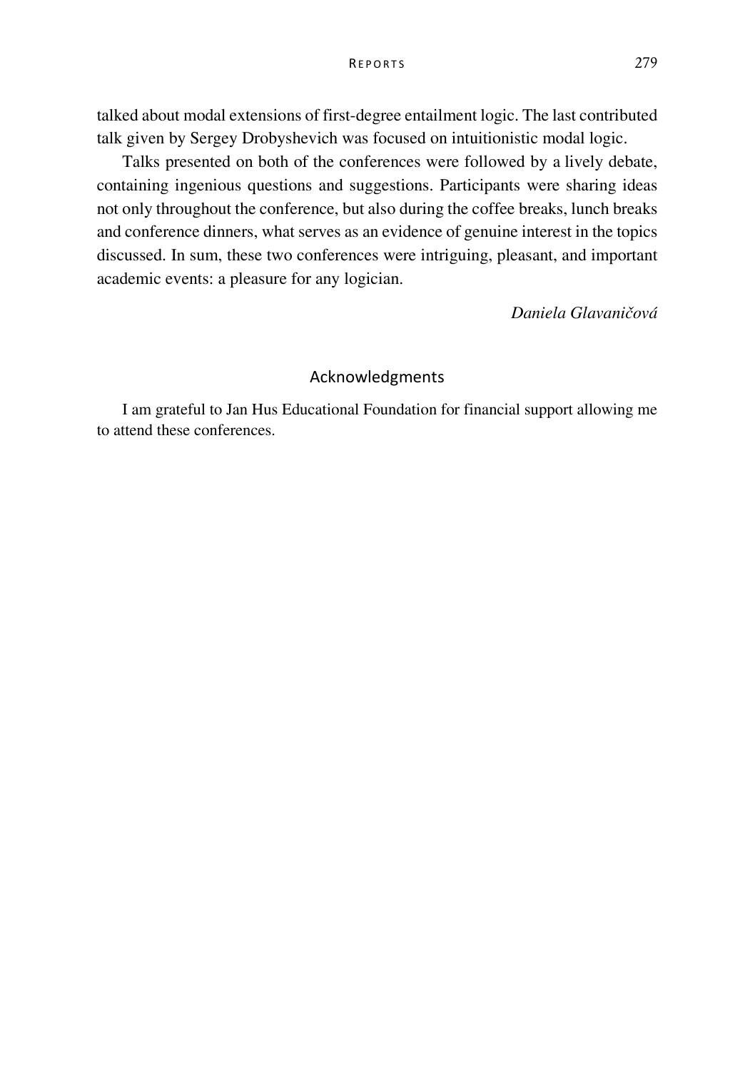talked about modal extensions of first-degree entailment logic. The last contributed talk given by Sergey Drobyshevich was focused on intuitionistic modal logic.

Talks presented on both of the conferences were followed by a lively debate, containing ingenious questions and suggestions. Participants were sharing ideas not only throughout the conference, but also during the coffee breaks, lunch breaks and conference dinners, what serves as an evidence of genuine interest in the topics discussed. In sum, these two conferences were intriguing, pleasant, and important academic events: a pleasure for any logician.

*Daniela Glavaničová*

## Acknowledgments

I am grateful to Jan Hus Educational Foundation for financial support allowing me to attend these conferences.